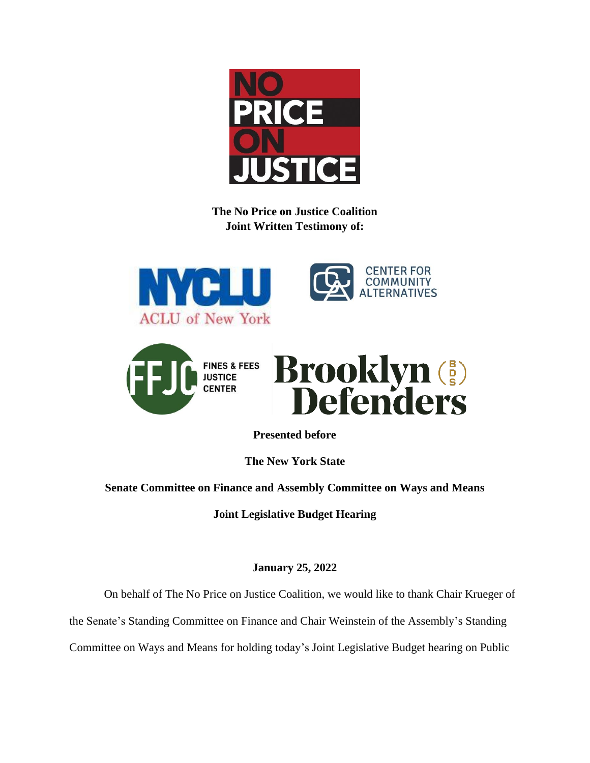NO PRICE ON JUSTICE

**The No Price on Justice Coalition**
**Joint Written Testimony of:**

NYCLU ACLU of New York

CENTER FOR COMMUNITY ALTERNATIVES

FFJC FINES & FEES JUSTICE CENTER

Brooklyn Defenders

**Presented before**

**The New York State**

**Senate Committee on Finance and Assembly Committee on Ways and Means**

**Joint Legislative Budget Hearing**

**January 25, 2022**

On behalf of The No Price on Justice Coalition, we would like to thank Chair Krueger of the Senate's Standing Committee on Finance and Chair Weinstein of the Assembly's Standing Committee on Ways and Means for holding today's Joint Legislative Budget hearing on Public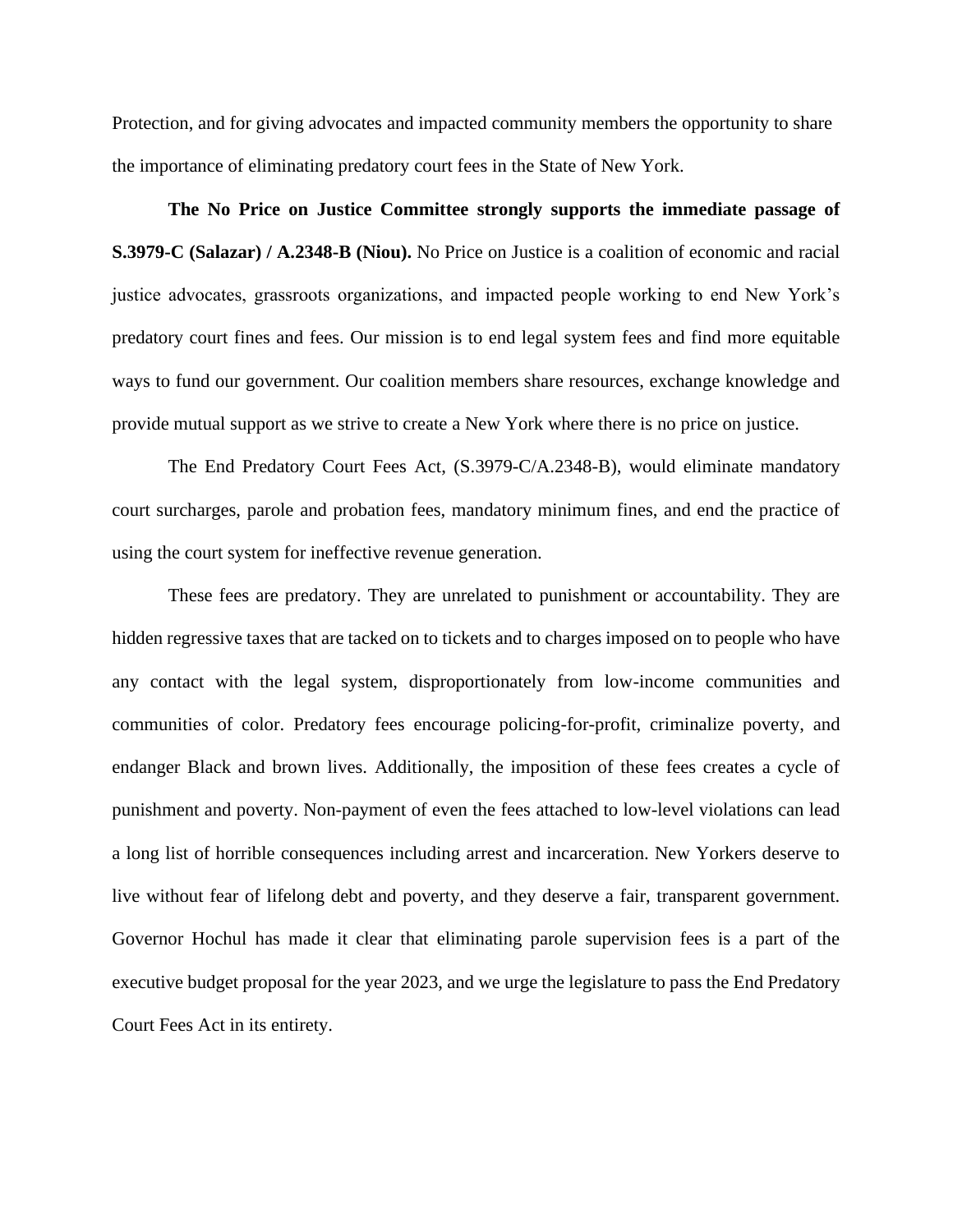Protection, and for giving advocates and impacted community members the opportunity to share the importance of eliminating predatory court fees in the State of New York.

**The No Price on Justice Committee strongly supports the immediate passage of S.3979-C (Salazar) / A.2348-B (Niou).** No Price on Justice is a coalition of economic and racial justice advocates, grassroots organizations, and impacted people working to end New York's predatory court fines and fees. Our mission is to end legal system fees and find more equitable ways to fund our government. Our coalition members share resources, exchange knowledge and provide mutual support as we strive to create a New York where there is no price on justice.

The End Predatory Court Fees Act, (S.3979-C/A.2348-B), would eliminate mandatory court surcharges, parole and probation fees, mandatory minimum fines, and end the practice of using the court system for ineffective revenue generation.

These fees are predatory. They are unrelated to punishment or accountability. They are hidden regressive taxes that are tacked on to tickets and to charges imposed on to people who have any contact with the legal system, disproportionately from low-income communities and communities of color. Predatory fees encourage policing-for-profit, criminalize poverty, and endanger Black and brown lives. Additionally, the imposition of these fees creates a cycle of punishment and poverty. Non-payment of even the fees attached to low-level violations can lead a long list of horrible consequences including arrest and incarceration. New Yorkers deserve to live without fear of lifelong debt and poverty, and they deserve a fair, transparent government. Governor Hochul has made it clear that eliminating parole supervision fees is a part of the executive budget proposal for the year 2023, and we urge the legislature to pass the End Predatory Court Fees Act in its entirety.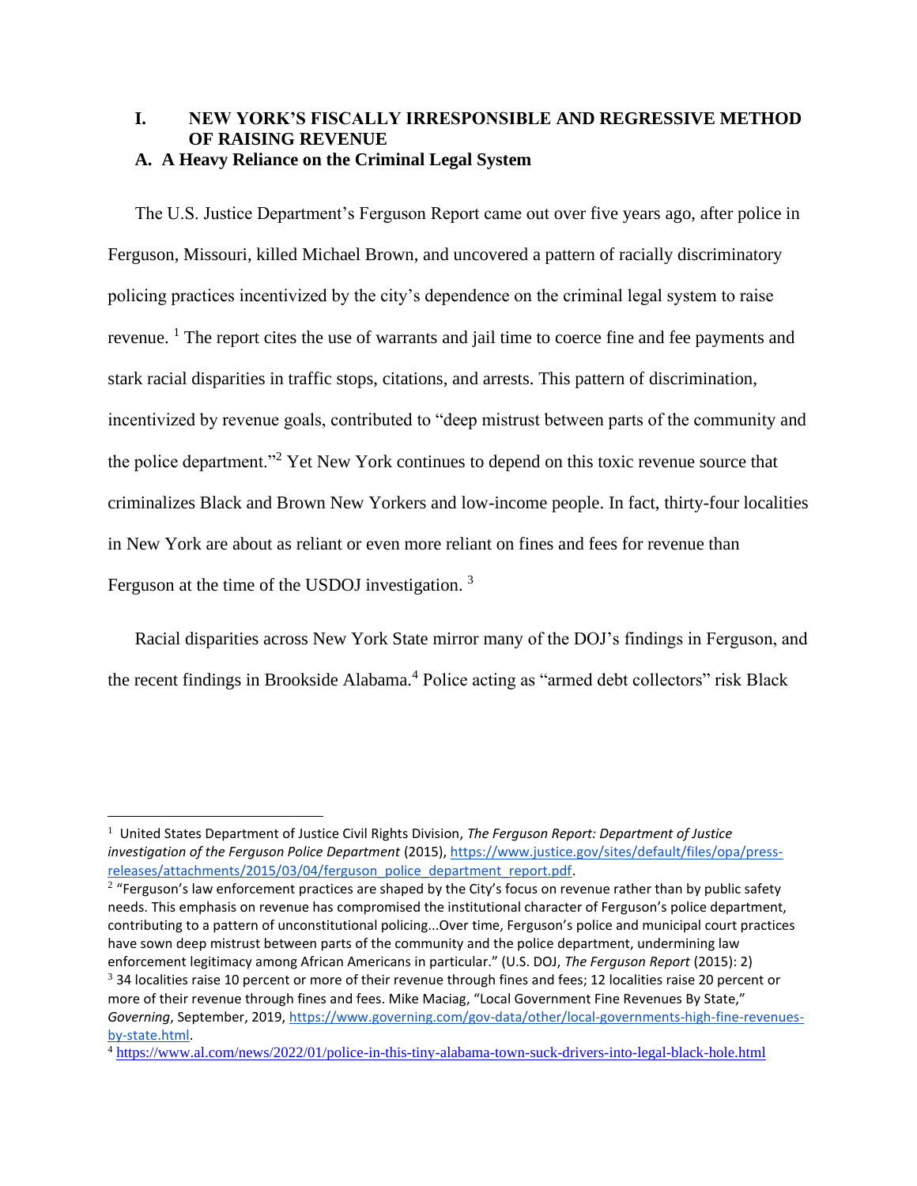# I. NEW YORK'S FISCALLY IRRESPONSIBLE AND REGRESSIVE METHOD OF RAISING REVENUE

## A. A Heavy Reliance on the Criminal Legal System

The U.S. Justice Department's Ferguson Report came out over five years ago, after police in Ferguson, Missouri, killed Michael Brown, and uncovered a pattern of racially discriminatory policing practices incentivized by the city's dependence on the criminal legal system to raise revenue. [1] The report cites the use of warrants and jail time to coerce fine and fee payments and stark racial disparities in traffic stops, citations, and arrests. This pattern of discrimination, incentivized by revenue goals, contributed to "deep mistrust between parts of the community and the police department."[2] Yet New York continues to depend on this toxic revenue source that criminalizes Black and Brown New Yorkers and low-income people. In fact, thirty-four localities in New York are about as reliant or even more reliant on fines and fees for revenue than Ferguson at the time of the USDOJ investigation. [3]

Racial disparities across New York State mirror many of the DOJ's findings in Ferguson, and the recent findings in Brookside Alabama.[4] Police acting as "armed debt collectors" risk Black

---

[1] United States Department of Justice Civil Rights Division, *The Ferguson Report: Department of Justice investigation of the Ferguson Police Department* (2015), https://www.justice.gov/sites/default/files/opa/press-releases/attachments/2015/03/04/ferguson_police_department_report.pdf.

[2] "Ferguson's law enforcement practices are shaped by the City's focus on revenue rather than by public safety needs. This emphasis on revenue has compromised the institutional character of Ferguson's police department, contributing to a pattern of unconstitutional policing...Over time, Ferguson's police and municipal court practices have sown deep mistrust between parts of the community and the police department, undermining law enforcement legitimacy among African Americans in particular." (U.S. DOJ, *The Ferguson Report* (2015): 2)

[3] 34 localities raise 10 percent or more of their revenue through fines and fees; 12 localities raise 20 percent or more of their revenue through fines and fees. Mike Maciag, "Local Government Fine Revenues By State," *Governing*, September, 2019, https://www.governing.com/gov-data/other/local-governments-high-fine-revenues-by-state.html.

[4] https://www.al.com/news/2022/01/police-in-this-tiny-alabama-town-suck-drivers-into-legal-black-hole.html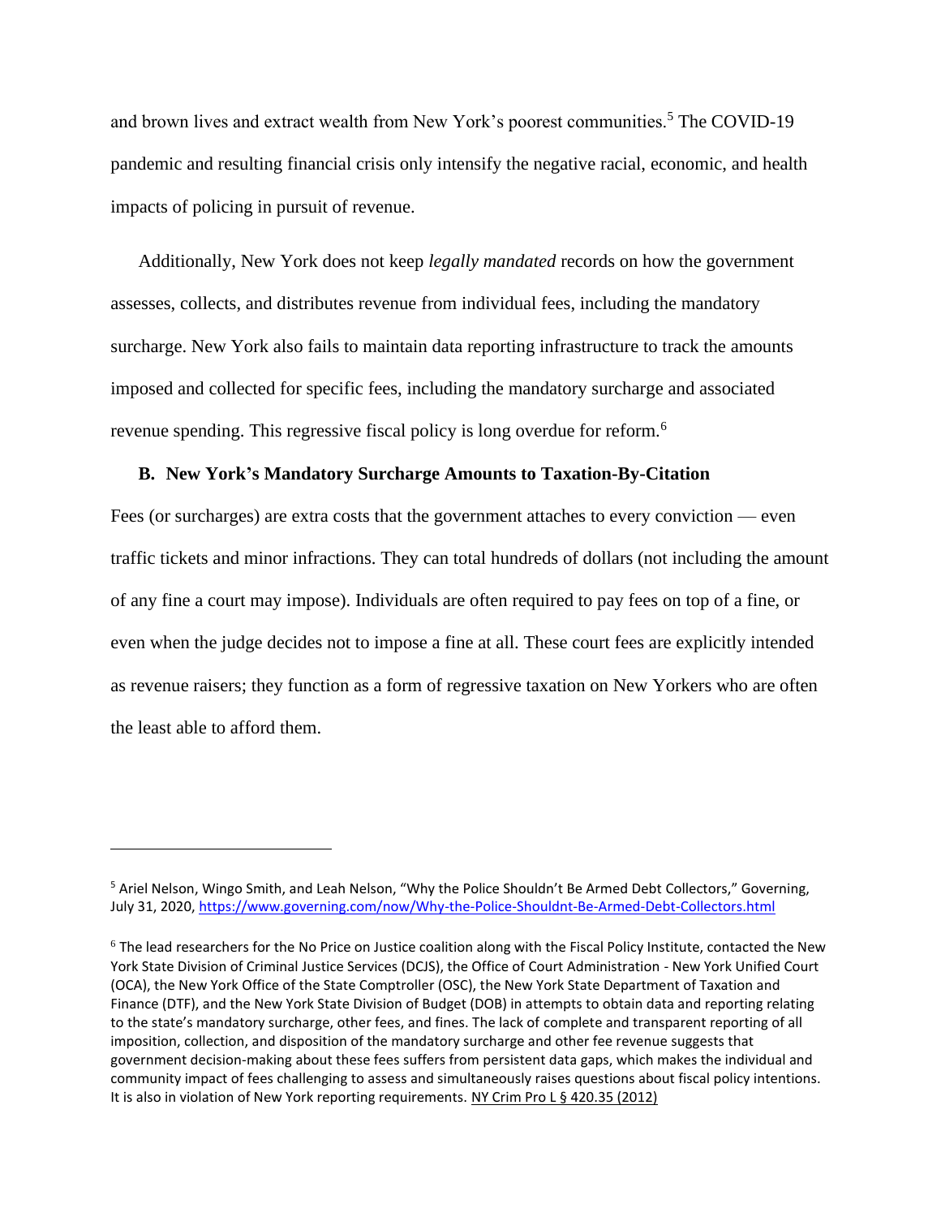and brown lives and extract wealth from New York's poorest communities.[5] The COVID-19 pandemic and resulting financial crisis only intensify the negative racial, economic, and health impacts of policing in pursuit of revenue.

Additionally, New York does not keep *legally mandated* records on how the government assesses, collects, and distributes revenue from individual fees, including the mandatory surcharge. New York also fails to maintain data reporting infrastructure to track the amounts imposed and collected for specific fees, including the mandatory surcharge and associated revenue spending. This regressive fiscal policy is long overdue for reform.[6]

### B. New York's Mandatory Surcharge Amounts to Taxation-By-Citation

Fees (or surcharges) are extra costs that the government attaches to every conviction — even traffic tickets and minor infractions. They can total hundreds of dollars (not including the amount of any fine a court may impose). Individuals are often required to pay fees on top of a fine, or even when the judge decides not to impose a fine at all. These court fees are explicitly intended as revenue raisers; they function as a form of regressive taxation on New Yorkers who are often the least able to afford them.

---

[5] Ariel Nelson, Wingo Smith, and Leah Nelson, "Why the Police Shouldn't Be Armed Debt Collectors," Governing, July 31, 2020, https://www.governing.com/now/Why-the-Police-Shouldnt-Be-Armed-Debt-Collectors.html

[6] The lead researchers for the No Price on Justice coalition along with the Fiscal Policy Institute, contacted the New York State Division of Criminal Justice Services (DCJS), the Office of Court Administration - New York Unified Court (OCA), the New York Office of the State Comptroller (OSC), the New York State Department of Taxation and Finance (DTF), and the New York State Division of Budget (DOB) in attempts to obtain data and reporting relating to the state's mandatory surcharge, other fees, and fines. The lack of complete and transparent reporting of all imposition, collection, and disposition of the mandatory surcharge and other fee revenue suggests that government decision-making about these fees suffers from persistent data gaps, which makes the individual and community impact of fees challenging to assess and simultaneously raises questions about fiscal policy intentions. It is also in violation of New York reporting requirements. NY Crim Pro L § 420.35 (2012)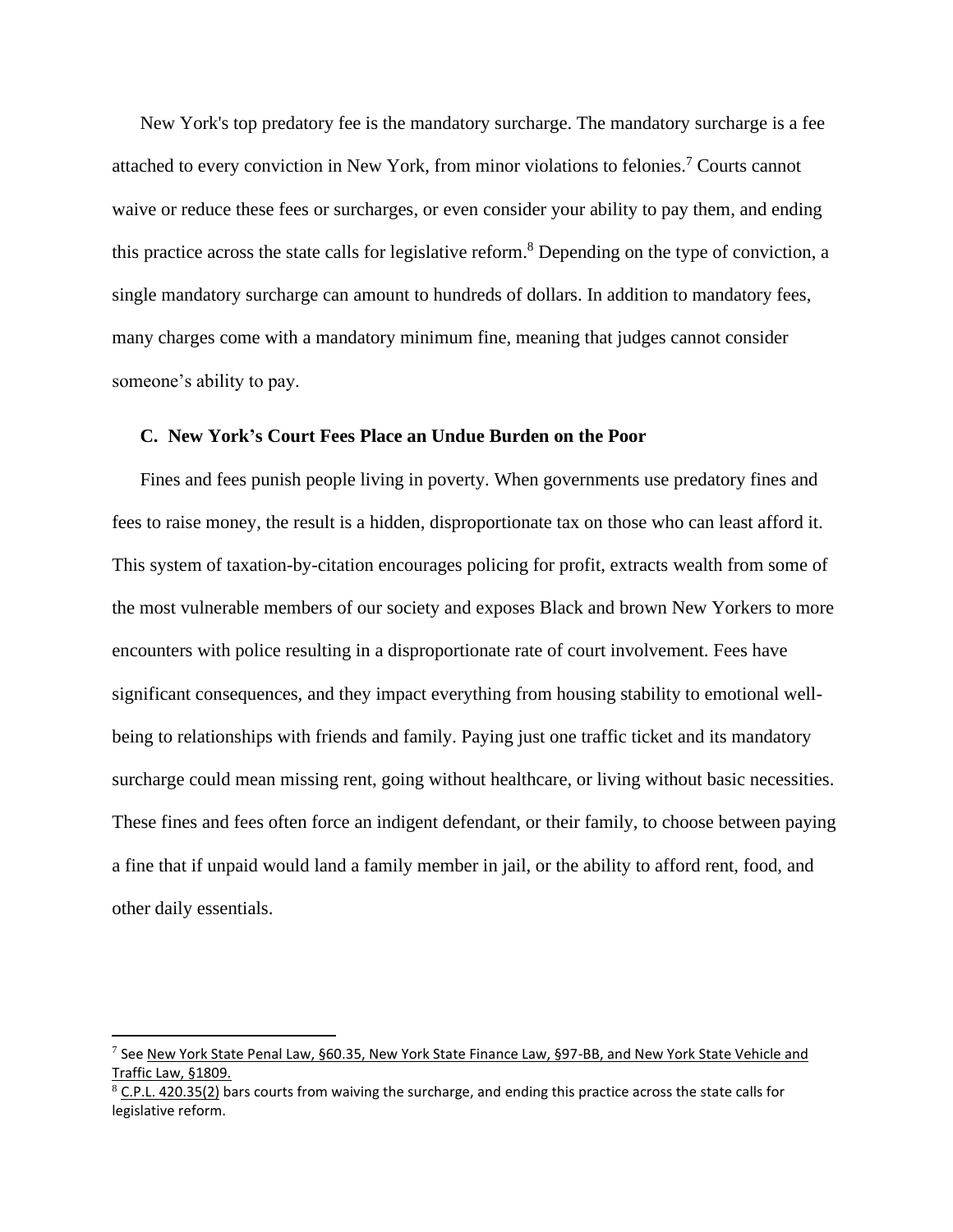New York's top predatory fee is the mandatory surcharge. The mandatory surcharge is a fee attached to every conviction in New York, from minor violations to felonies.[7] Courts cannot waive or reduce these fees or surcharges, or even consider your ability to pay them, and ending this practice across the state calls for legislative reform.[8] Depending on the type of conviction, a single mandatory surcharge can amount to hundreds of dollars. In addition to mandatory fees, many charges come with a mandatory minimum fine, meaning that judges cannot consider someone's ability to pay.

### C. New York's Court Fees Place an Undue Burden on the Poor

Fines and fees punish people living in poverty. When governments use predatory fines and fees to raise money, the result is a hidden, disproportionate tax on those who can least afford it. This system of taxation-by-citation encourages policing for profit, extracts wealth from some of the most vulnerable members of our society and exposes Black and brown New Yorkers to more encounters with police resulting in a disproportionate rate of court involvement. Fees have significant consequences, and they impact everything from housing stability to emotional well-being to relationships with friends and family. Paying just one traffic ticket and its mandatory surcharge could mean missing rent, going without healthcare, or living without basic necessities. These fines and fees often force an indigent defendant, or their family, to choose between paying a fine that if unpaid would land a family member in jail, or the ability to afford rent, food, and other daily essentials.

---

[7] See New York State Penal Law, §60.35, New York State Finance Law, §97-BB, and New York State Vehicle and Traffic Law, §1809.

[8] C.P.L. 420.35(2) bars courts from waiving the surcharge, and ending this practice across the state calls for legislative reform.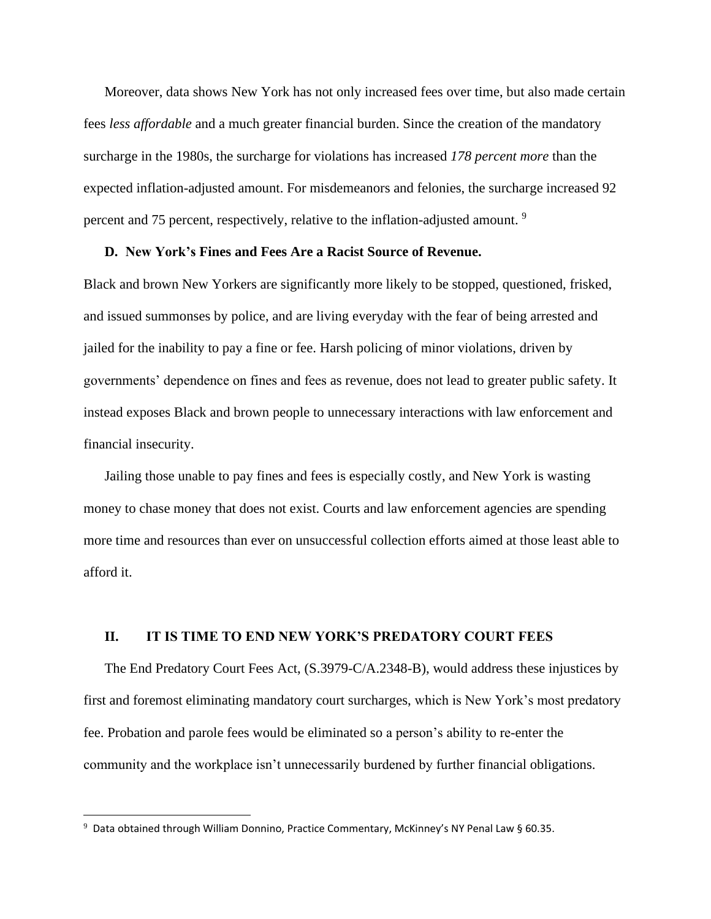Moreover, data shows New York has not only increased fees over time, but also made certain fees *less affordable* and a much greater financial burden. Since the creation of the mandatory surcharge in the 1980s, the surcharge for violations has increased *178 percent more* than the expected inflation-adjusted amount. For misdemeanors and felonies, the surcharge increased 92 percent and 75 percent, respectively, relative to the inflation-adjusted amount. [9]

### D. New York's Fines and Fees Are a Racist Source of Revenue.

Black and brown New Yorkers are significantly more likely to be stopped, questioned, frisked, and issued summonses by police, and are living everyday with the fear of being arrested and jailed for the inability to pay a fine or fee. Harsh policing of minor violations, driven by governments' dependence on fines and fees as revenue, does not lead to greater public safety. It instead exposes Black and brown people to unnecessary interactions with law enforcement and financial insecurity.

Jailing those unable to pay fines and fees is especially costly, and New York is wasting money to chase money that does not exist. Courts and law enforcement agencies are spending more time and resources than ever on unsuccessful collection efforts aimed at those least able to afford it.

## II. IT IS TIME TO END NEW YORK'S PREDATORY COURT FEES

The End Predatory Court Fees Act, (S.3979-C/A.2348-B), would address these injustices by first and foremost eliminating mandatory court surcharges, which is New York's most predatory fee. Probation and parole fees would be eliminated so a person's ability to re-enter the community and the workplace isn't unnecessarily burdened by further financial obligations.

---

[9] Data obtained through William Donnino, Practice Commentary, McKinney's NY Penal Law § 60.35.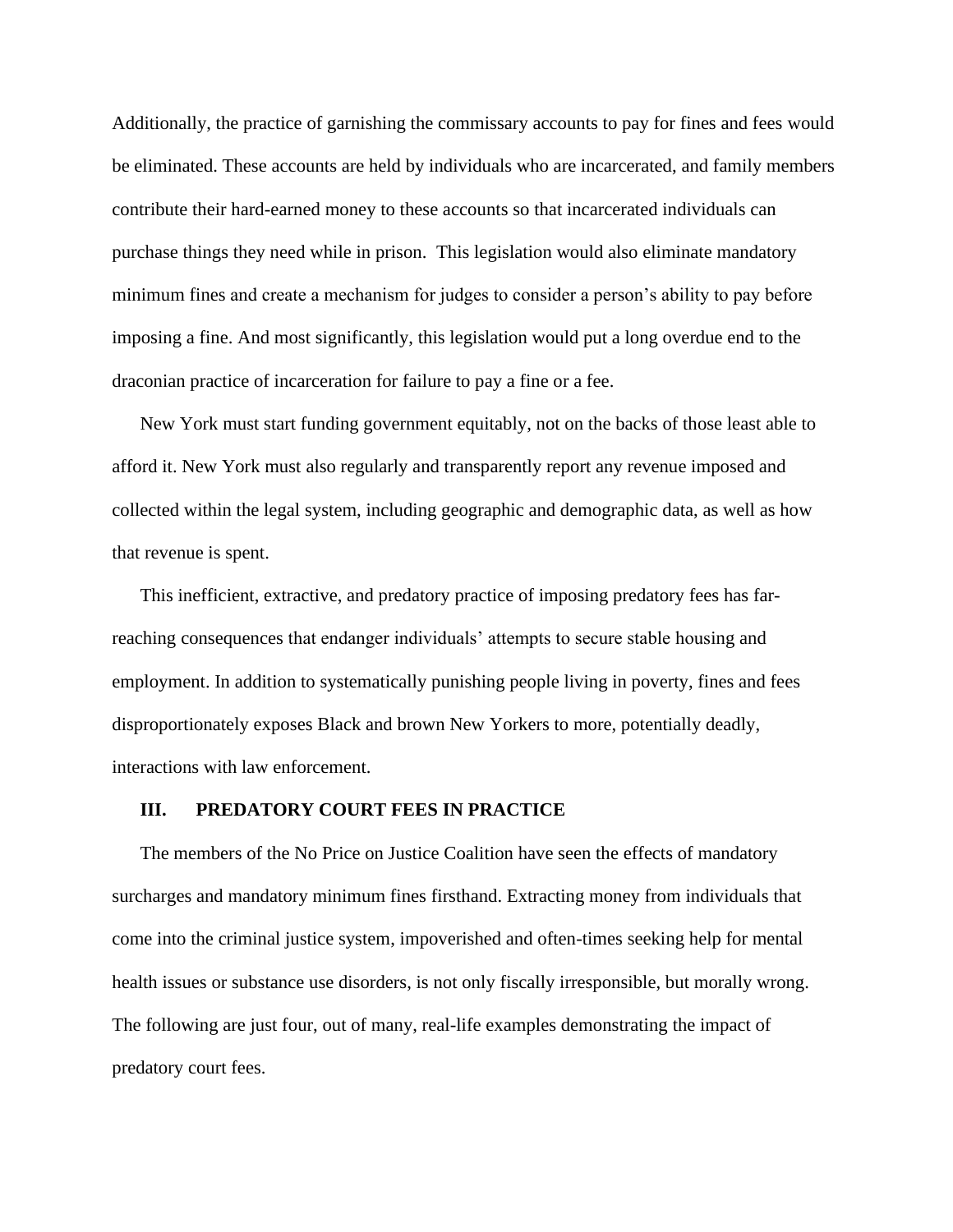Additionally, the practice of garnishing the commissary accounts to pay for fines and fees would be eliminated. These accounts are held by individuals who are incarcerated, and family members contribute their hard-earned money to these accounts so that incarcerated individuals can purchase things they need while in prison. This legislation would also eliminate mandatory minimum fines and create a mechanism for judges to consider a person's ability to pay before imposing a fine. And most significantly, this legislation would put a long overdue end to the draconian practice of incarceration for failure to pay a fine or a fee.

New York must start funding government equitably, not on the backs of those least able to afford it. New York must also regularly and transparently report any revenue imposed and collected within the legal system, including geographic and demographic data, as well as how that revenue is spent.

This inefficient, extractive, and predatory practice of imposing predatory fees has far-reaching consequences that endanger individuals' attempts to secure stable housing and employment. In addition to systematically punishing people living in poverty, fines and fees disproportionately exposes Black and brown New Yorkers to more, potentially deadly, interactions with law enforcement.

## III. PREDATORY COURT FEES IN PRACTICE

The members of the No Price on Justice Coalition have seen the effects of mandatory surcharges and mandatory minimum fines firsthand. Extracting money from individuals that come into the criminal justice system, impoverished and often-times seeking help for mental health issues or substance use disorders, is not only fiscally irresponsible, but morally wrong. The following are just four, out of many, real-life examples demonstrating the impact of predatory court fees.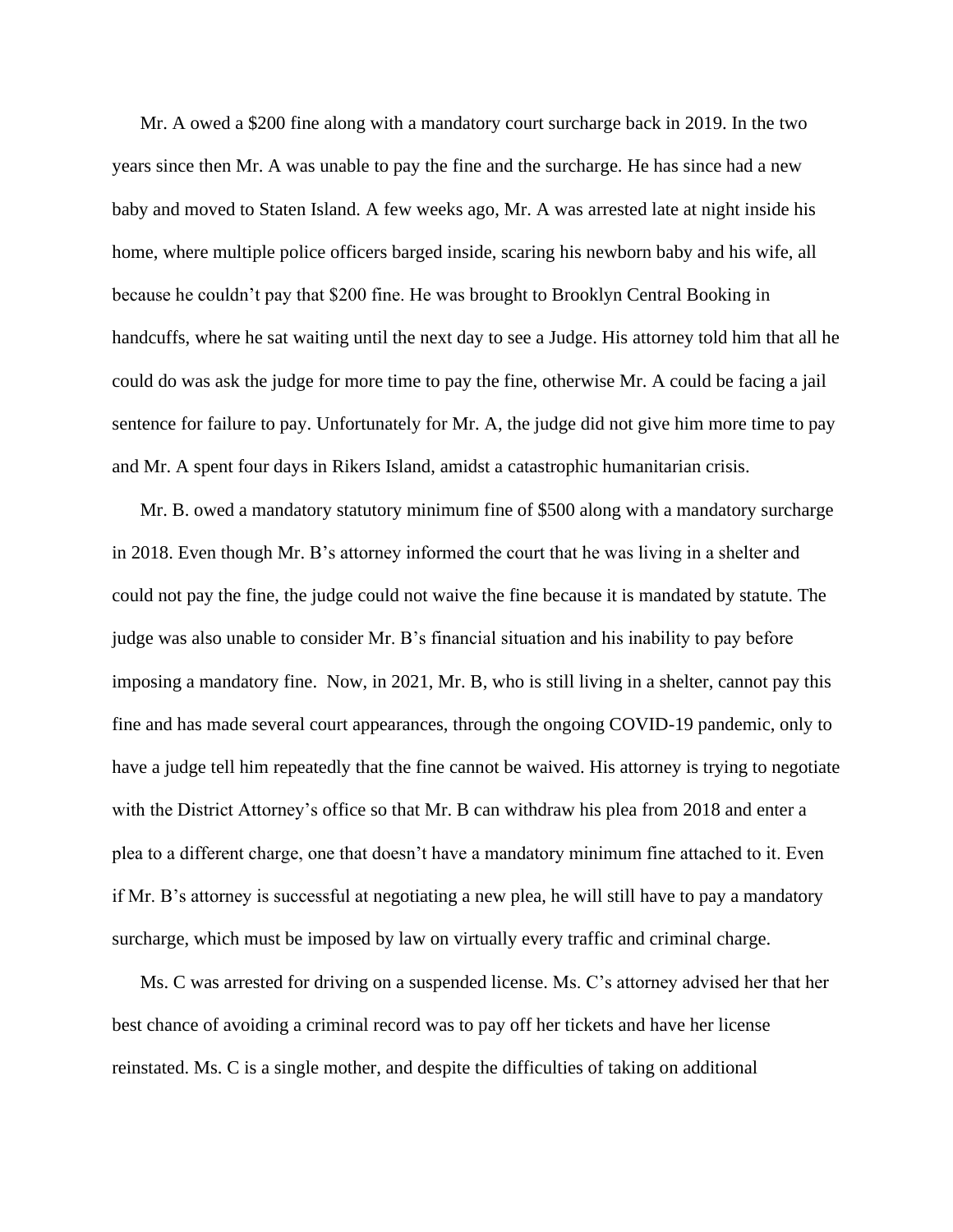Mr. A owed a $200 fine along with a mandatory court surcharge back in 2019. In the two years since then Mr. A was unable to pay the fine and the surcharge. He has since had a new baby and moved to Staten Island. A few weeks ago, Mr. A was arrested late at night inside his home, where multiple police officers barged inside, scaring his newborn baby and his wife, all because he couldn't pay that $200 fine. He was brought to Brooklyn Central Booking in handcuffs, where he sat waiting until the next day to see a Judge. His attorney told him that all he could do was ask the judge for more time to pay the fine, otherwise Mr. A could be facing a jail sentence for failure to pay. Unfortunately for Mr. A, the judge did not give him more time to pay and Mr. A spent four days in Rikers Island, amidst a catastrophic humanitarian crisis.

Mr. B. owed a mandatory statutory minimum fine of $500 along with a mandatory surcharge in 2018. Even though Mr. B's attorney informed the court that he was living in a shelter and could not pay the fine, the judge could not waive the fine because it is mandated by statute. The judge was also unable to consider Mr. B's financial situation and his inability to pay before imposing a mandatory fine. Now, in 2021, Mr. B, who is still living in a shelter, cannot pay this fine and has made several court appearances, through the ongoing COVID-19 pandemic, only to have a judge tell him repeatedly that the fine cannot be waived. His attorney is trying to negotiate with the District Attorney's office so that Mr. B can withdraw his plea from 2018 and enter a plea to a different charge, one that doesn't have a mandatory minimum fine attached to it. Even if Mr. B's attorney is successful at negotiating a new plea, he will still have to pay a mandatory surcharge, which must be imposed by law on virtually every traffic and criminal charge.

Ms. C was arrested for driving on a suspended license. Ms. C's attorney advised her that her best chance of avoiding a criminal record was to pay off her tickets and have her license reinstated. Ms. C is a single mother, and despite the difficulties of taking on additional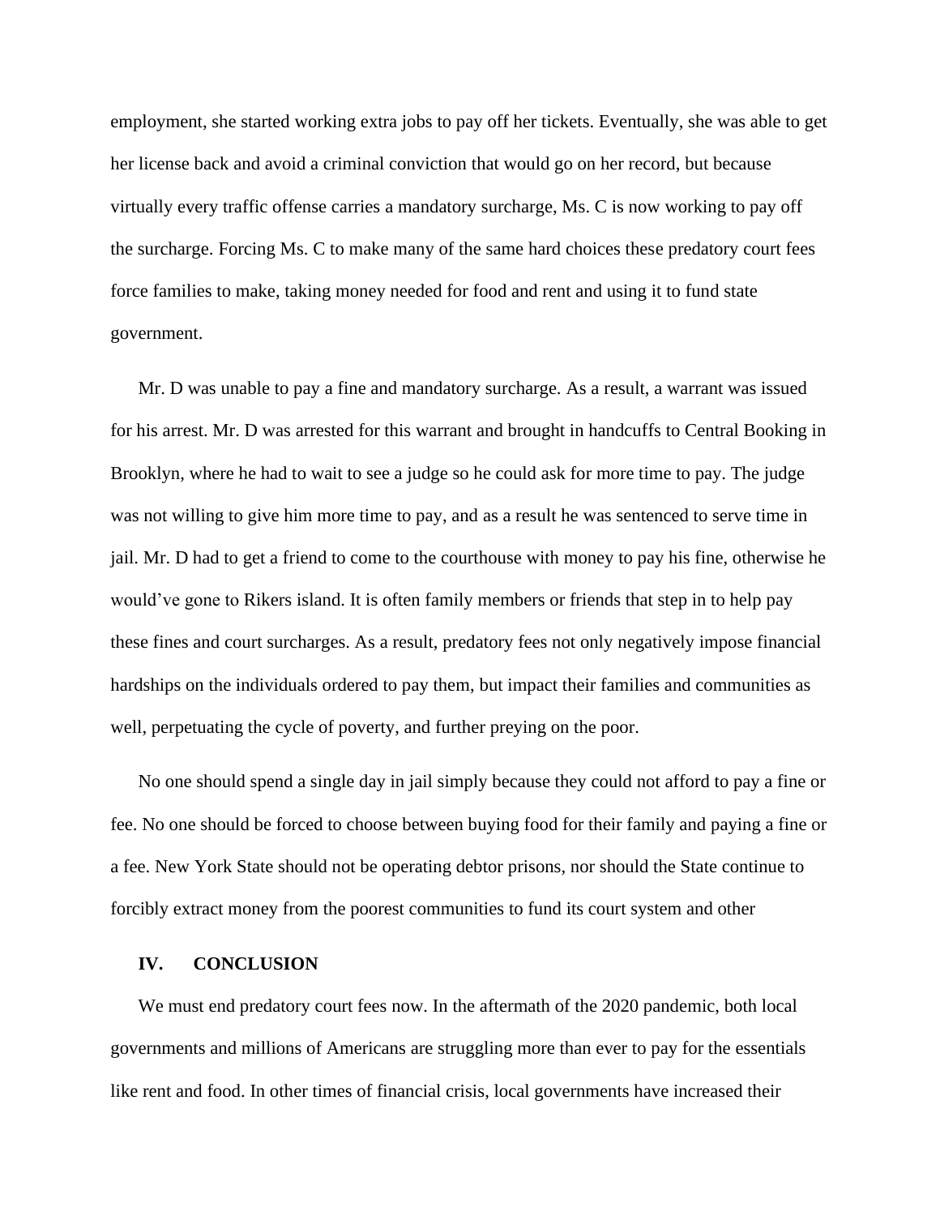employment, she started working extra jobs to pay off her tickets. Eventually, she was able to get her license back and avoid a criminal conviction that would go on her record, but because virtually every traffic offense carries a mandatory surcharge, Ms. C is now working to pay off the surcharge. Forcing Ms. C to make many of the same hard choices these predatory court fees force families to make, taking money needed for food and rent and using it to fund state government.

Mr. D was unable to pay a fine and mandatory surcharge. As a result, a warrant was issued for his arrest. Mr. D was arrested for this warrant and brought in handcuffs to Central Booking in Brooklyn, where he had to wait to see a judge so he could ask for more time to pay. The judge was not willing to give him more time to pay, and as a result he was sentenced to serve time in jail. Mr. D had to get a friend to come to the courthouse with money to pay his fine, otherwise he would've gone to Rikers island. It is often family members or friends that step in to help pay these fines and court surcharges. As a result, predatory fees not only negatively impose financial hardships on the individuals ordered to pay them, but impact their families and communities as well, perpetuating the cycle of poverty, and further preying on the poor.

No one should spend a single day in jail simply because they could not afford to pay a fine or fee. No one should be forced to choose between buying food for their family and paying a fine or a fee. New York State should not be operating debtor prisons, nor should the State continue to forcibly extract money from the poorest communities to fund its court system and other

## IV. CONCLUSION

We must end predatory court fees now. In the aftermath of the 2020 pandemic, both local governments and millions of Americans are struggling more than ever to pay for the essentials like rent and food. In other times of financial crisis, local governments have increased their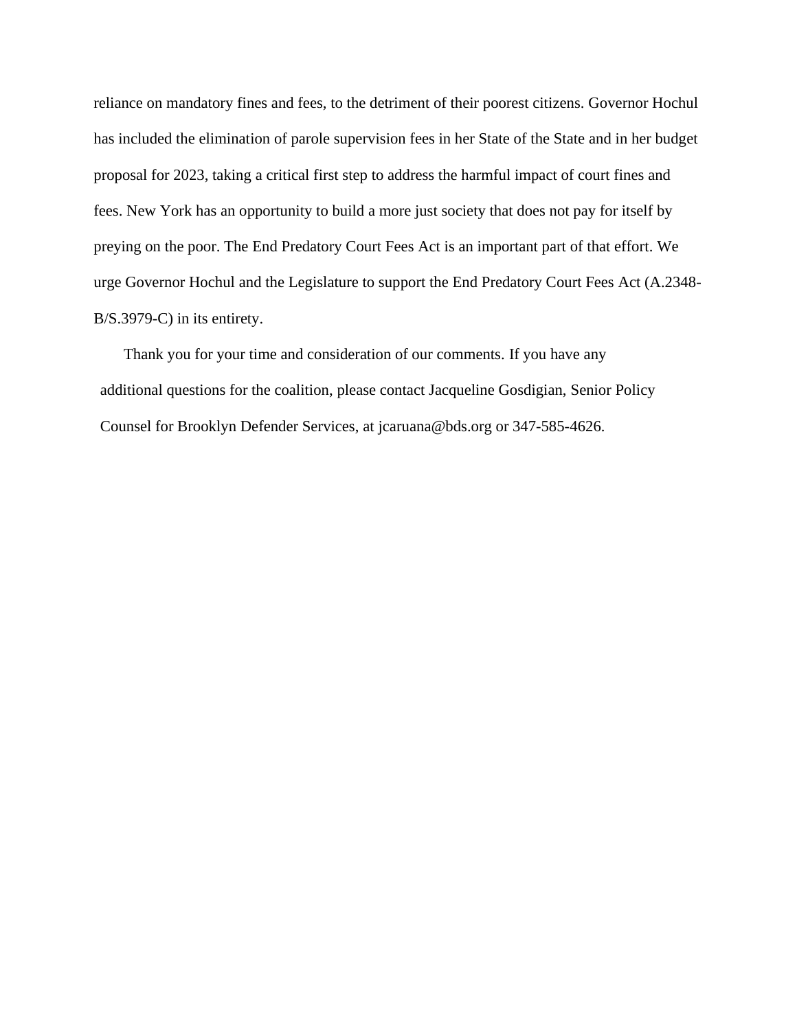reliance on mandatory fines and fees, to the detriment of their poorest citizens. Governor Hochul has included the elimination of parole supervision fees in her State of the State and in her budget proposal for 2023, taking a critical first step to address the harmful impact of court fines and fees. New York has an opportunity to build a more just society that does not pay for itself by preying on the poor. The End Predatory Court Fees Act is an important part of that effort. We urge Governor Hochul and the Legislature to support the End Predatory Court Fees Act (A.2348-B/S.3979-C) in its entirety.

Thank you for your time and consideration of our comments. If you have any additional questions for the coalition, please contact Jacqueline Gosdigian, Senior Policy Counsel for Brooklyn Defender Services, at jcaruana@bds.org or 347-585-4626.